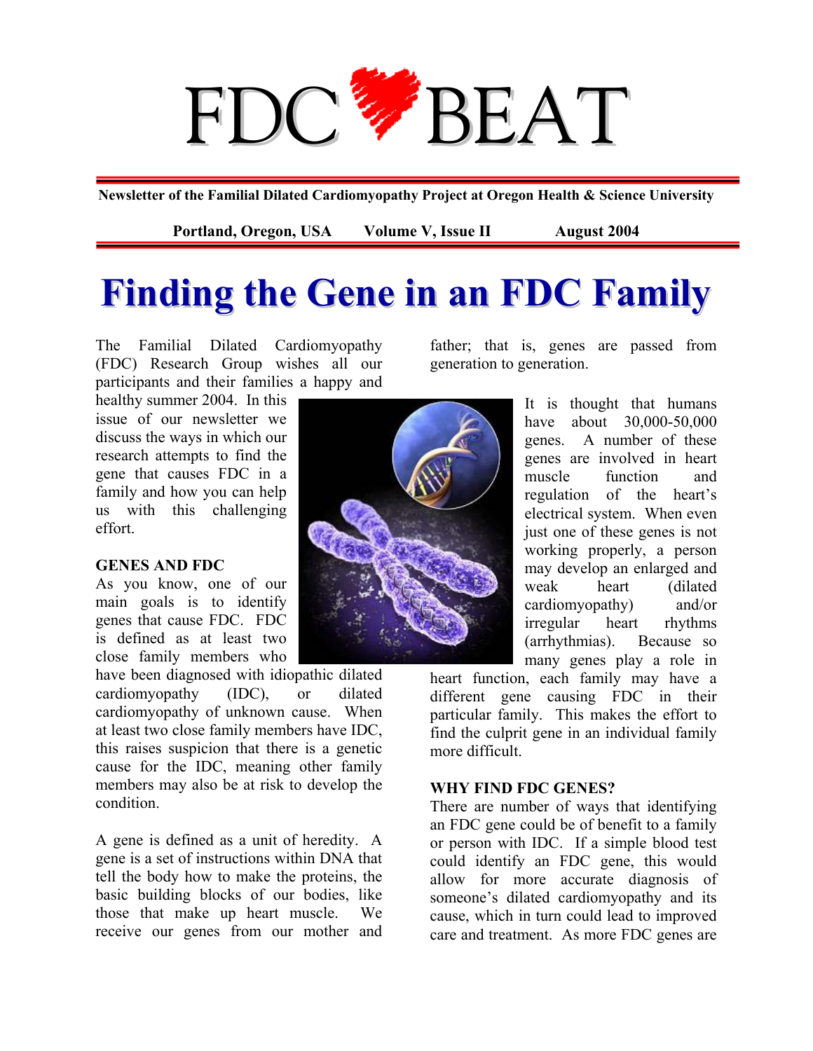# FDC BEAT

**Newsletter of the Familial Dilated Cardiomyopathy Project at Oregon Health & Science University**

**Portland, Oregon, USA Volume V, Issue II August 2004**

# Finding the Gene in an FDC Family

The Familial Dilated Cardiomyopathy (FDC) Research Group wishes all our participants and their families a happy and healthy summer 2004. In this issue of our newsletter we discuss the ways in which our research attempts to find the gene that causes FDC in a family and how you can help us with this challenging effort.

**GENES AND FDC**

As you know, one of our main goals is to identify genes that cause FDC. FDC is defined as at least two close family members who have been diagnosed with idiopathic dilated cardiomyopathy (IDC), or dilated cardiomyopathy of unknown cause. When at least two close family members have IDC, this raises suspicion that there is a genetic cause for the IDC, meaning other family members may also be at risk to develop the condition.

A gene is defined as a unit of heredity. A gene is a set of instructions within DNA that tell the body how to make the proteins, the basic building blocks of our bodies, like those that make up heart muscle. We receive our genes from our mother and father; that is, genes are passed from generation to generation.

It is thought that humans have about 30,000-50,000 genes. A number of these genes are involved in heart muscle function and regulation of the heart's electrical system. When even just one of these genes is not working properly, a person may develop an enlarged and weak heart (dilated cardiomyopathy) and/or irregular heart rhythms (arrhythmias). Because so many genes play a role in heart function, each family may have a different gene causing FDC in their particular family. This makes the effort to find the culprit gene in an individual family more difficult.

**WHY FIND FDC GENES?**

There are number of ways that identifying an FDC gene could be of benefit to a family or person with IDC. If a simple blood test could identify an FDC gene, this would allow for more accurate diagnosis of someone's dilated cardiomyopathy and its cause, which in turn could lead to improved care and treatment. As more FDC genes are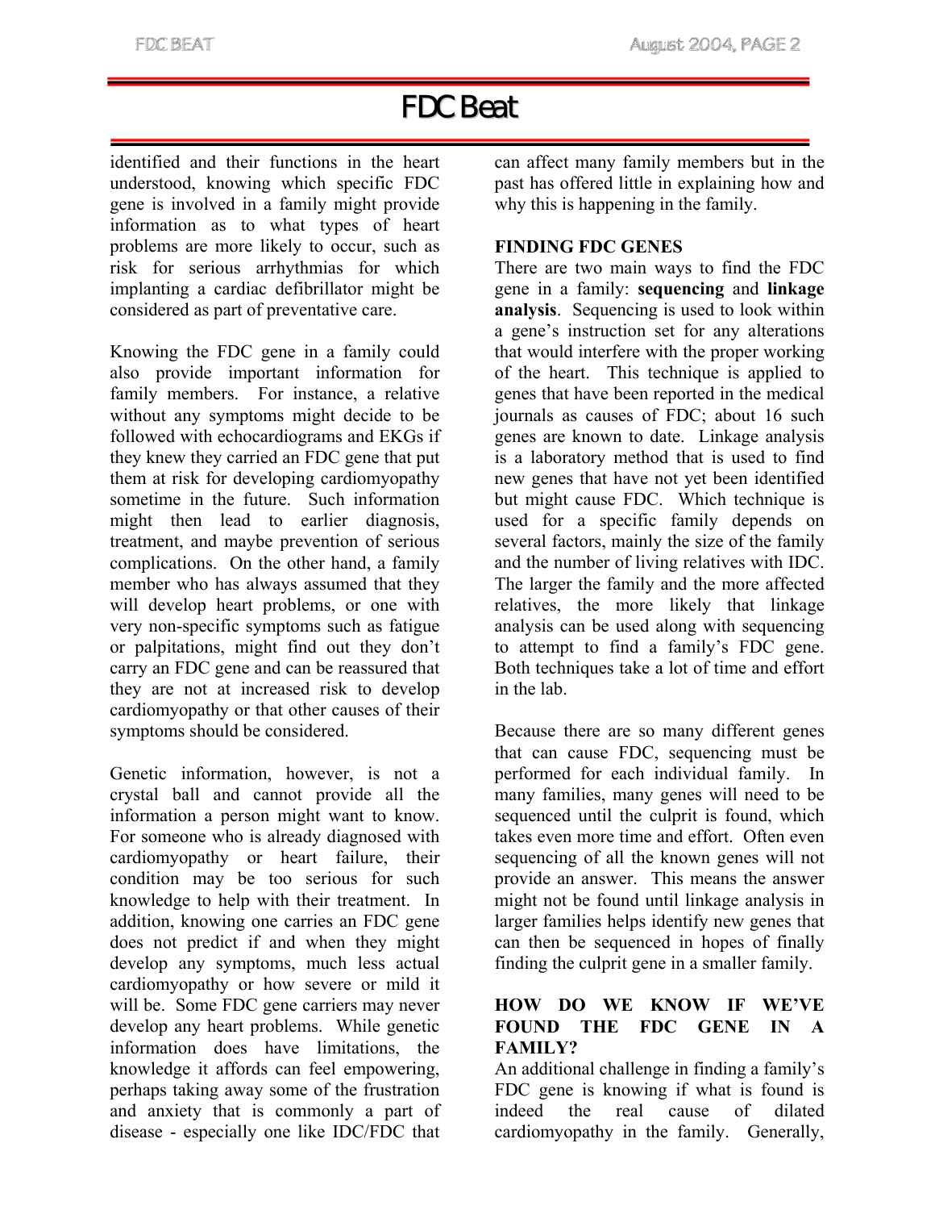# FDC Beat

identified and their functions in the heart understood, knowing which specific FDC gene is involved in a family might provide information as to what types of heart problems are more likely to occur, such as risk for serious arrhythmias for which implanting a cardiac defibrillator might be considered as part of preventative care.

Knowing the FDC gene in a family could also provide important information for family members. For instance, a relative without any symptoms might decide to be followed with echocardiograms and EKGs if they knew they carried an FDC gene that put them at risk for developing cardiomyopathy sometime in the future. Such information might then lead to earlier diagnosis, treatment, and maybe prevention of serious complications. On the other hand, a family member who has always assumed that they will develop heart problems, or one with very non-specific symptoms such as fatigue or palpitations, might find out they don't carry an FDC gene and can be reassured that they are not at increased risk to develop cardiomyopathy or that other causes of their symptoms should be considered.

Genetic information, however, is not a crystal ball and cannot provide all the information a person might want to know. For someone who is already diagnosed with cardiomyopathy or heart failure, their condition may be too serious for such knowledge to help with their treatment. In addition, knowing one carries an FDC gene does not predict if and when they might develop any symptoms, much less actual cardiomyopathy or how severe or mild it will be. Some FDC gene carriers may never develop any heart problems. While genetic information does have limitations, the knowledge it affords can feel empowering, perhaps taking away some of the frustration and anxiety that is commonly a part of disease - especially one like IDC/FDC that can affect many family members but in the past has offered little in explaining how and why this is happening in the family.

## FINDING FDC GENES

There are two main ways to find the FDC gene in a family: **sequencing** and **linkage analysis**. Sequencing is used to look within a gene's instruction set for any alterations that would interfere with the proper working of the heart. This technique is applied to genes that have been reported in the medical journals as causes of FDC; about 16 such genes are known to date. Linkage analysis is a laboratory method that is used to find new genes that have not yet been identified but might cause FDC. Which technique is used for a specific family depends on several factors, mainly the size of the family and the number of living relatives with IDC. The larger the family and the more affected relatives, the more likely that linkage analysis can be used along with sequencing to attempt to find a family's FDC gene. Both techniques take a lot of time and effort in the lab.

Because there are so many different genes that can cause FDC, sequencing must be performed for each individual family. In many families, many genes will need to be sequenced until the culprit is found, which takes even more time and effort. Often even sequencing of all the known genes will not provide an answer. This means the answer might not be found until linkage analysis in larger families helps identify new genes that can then be sequenced in hopes of finally finding the culprit gene in a smaller family.

## HOW DO WE KNOW IF WE'VE FOUND THE FDC GENE IN A FAMILY?

An additional challenge in finding a family's FDC gene is knowing if what is found is indeed the real cause of dilated cardiomyopathy in the family. Generally,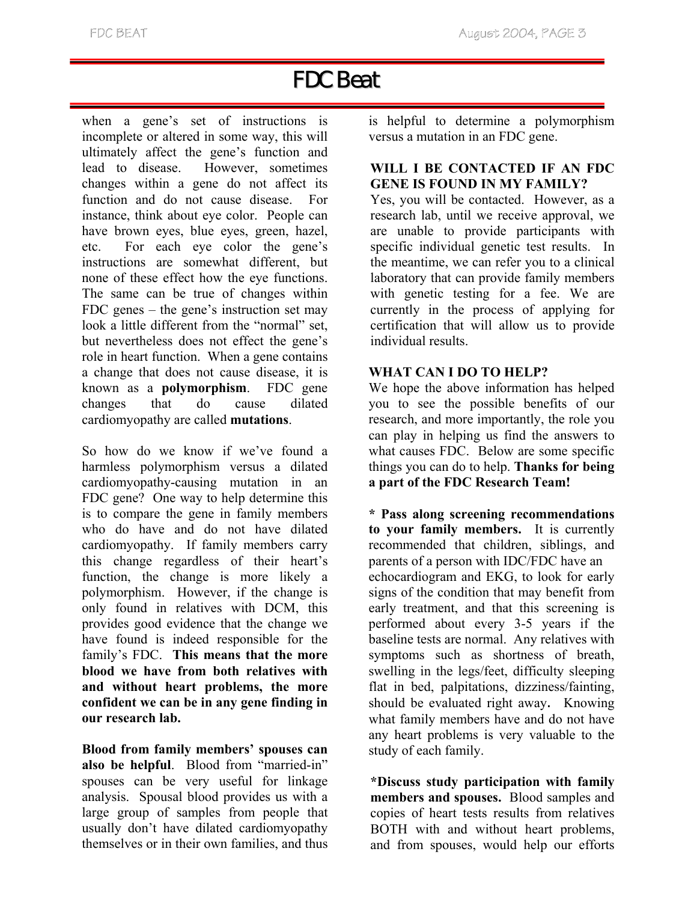# FDC Beat

when a gene's set of instructions is incomplete or altered in some way, this will ultimately affect the gene's function and lead to disease. However, sometimes changes within a gene do not affect its function and do not cause disease. For instance, think about eye color. People can have brown eyes, blue eyes, green, hazel, etc. For each eye color the gene's instructions are somewhat different, but none of these effect how the eye functions. The same can be true of changes within FDC genes – the gene's instruction set may look a little different from the "normal" set, but nevertheless does not effect the gene's role in heart function. When a gene contains a change that does not cause disease, it is known as a **polymorphism**. FDC gene changes that do cause dilated cardiomyopathy are called **mutations**.

So how do we know if we've found a harmless polymorphism versus a dilated cardiomyopathy-causing mutation in an FDC gene? One way to help determine this is to compare the gene in family members who do have and do not have dilated cardiomyopathy. If family members carry this change regardless of their heart's function, the change is more likely a polymorphism. However, if the change is only found in relatives with DCM, this provides good evidence that the change we have found is indeed responsible for the family's FDC. **This means that the more blood we have from both relatives with and without heart problems, the more confident we can be in any gene finding in our research lab.**

**Blood from family members' spouses can also be helpful**. Blood from "married-in" spouses can be very useful for linkage analysis. Spousal blood provides us with a large group of samples from people that usually don't have dilated cardiomyopathy themselves or in their own families, and thus is helpful to determine a polymorphism versus a mutation in an FDC gene.

**WILL I BE CONTACTED IF AN FDC GENE IS FOUND IN MY FAMILY?**

Yes, you will be contacted. However, as a research lab, until we receive approval, we are unable to provide participants with specific individual genetic test results. In the meantime, we can refer you to a clinical laboratory that can provide family members with genetic testing for a fee. We are currently in the process of applying for certification that will allow us to provide individual results.

**WHAT CAN I DO TO HELP?**

We hope the above information has helped you to see the possible benefits of our research, and more importantly, the role you can play in helping us find the answers to what causes FDC. Below are some specific things you can do to help. **Thanks for being a part of the FDC Research Team!**

**\* Pass along screening recommendations to your family members.** It is currently recommended that children, siblings, and parents of a person with IDC/FDC have an echocardiogram and EKG, to look for early signs of the condition that may benefit from early treatment, and that this screening is performed about every 3-5 years if the baseline tests are normal. Any relatives with symptoms such as shortness of breath, swelling in the legs/feet, difficulty sleeping flat in bed, palpitations, dizziness/fainting, should be evaluated right away**.** Knowing what family members have and do not have any heart problems is very valuable to the study of each family.

**\*Discuss study participation with family members and spouses.** Blood samples and copies of heart tests results from relatives BOTH with and without heart problems, and from spouses, would help our efforts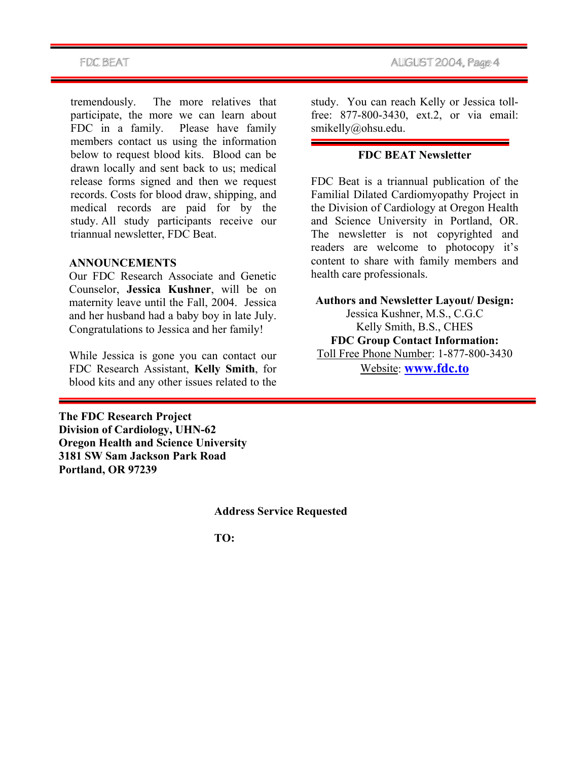tremendously. The more relatives that participate, the more we can learn about FDC in a family. Please have family members contact us using the information below to request blood kits. Blood can be drawn locally and sent back to us; medical release forms signed and then we request records. Costs for blood draw, shipping, and medical records are paid for by the study. All study participants receive our triannual newsletter, FDC Beat.

## ANNOUNCEMENTS

Our FDC Research Associate and Genetic Counselor, **Jessica Kushner**, will be on maternity leave until the Fall, 2004. Jessica and her husband had a baby boy in late July. Congratulations to Jessica and her family!

While Jessica is gone you can contact our FDC Research Assistant, **Kelly Smith**, for blood kits and any other issues related to the study. You can reach Kelly or Jessica toll-free: 877-800-3430, ext.2, or via email: smikelly@ohsu.edu.

## FDC BEAT Newsletter

FDC Beat is a triannual publication of the Familial Dilated Cardiomyopathy Project in the Division of Cardiology at Oregon Health and Science University in Portland, OR. The newsletter is not copyrighted and readers are welcome to photocopy it's content to share with family members and health care professionals.

**Authors and Newsletter Layout/ Design:**
Jessica Kushner, M.S., C.G.C
Kelly Smith, B.S., CHES

**FDC Group Contact Information:**
Toll Free Phone Number: 1-877-800-3430
Website: **www.fdc.to**

**The FDC Research Project**
**Division of Cardiology, UHN-62**
**Oregon Health and Science University**
**3181 SW Sam Jackson Park Road**
**Portland, OR 97239**

**Address Service Requested**

**TO:**